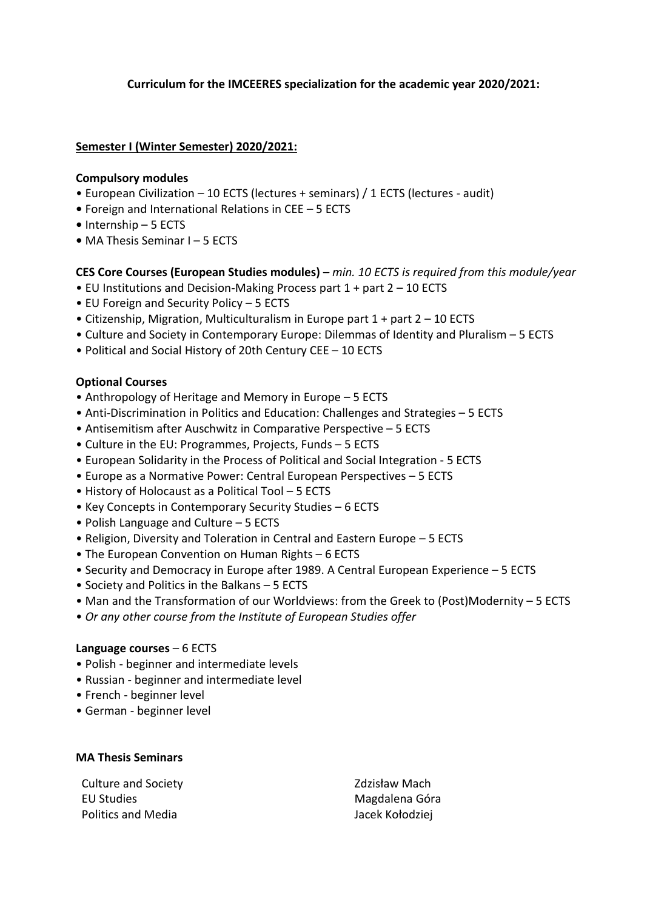**Curriculum for the IMCEERES specialization for the academic year 2020/2021:**

**Semester I (Winter Semester) 2020/2021:**

**Compulsory modules**

- European Civilization – 10 ECTS (lectures + seminars) / 1 ECTS (lectures - audit)
- Foreign and International Relations in CEE – 5 ECTS
- Internship – 5 ECTS
- MA Thesis Seminar I – 5 ECTS

**CES Core Courses (European Studies modules) –** *min. 10 ECTS is required from this module/year*

- EU Institutions and Decision-Making Process part 1 + part 2 – 10 ECTS
- EU Foreign and Security Policy – 5 ECTS
- Citizenship, Migration, Multiculturalism in Europe part 1 + part 2 – 10 ECTS
- Culture and Society in Contemporary Europe: Dilemmas of Identity and Pluralism – 5 ECTS
- Political and Social History of 20th Century CEE – 10 ECTS

**Optional Courses**

- Anthropology of Heritage and Memory in Europe – 5 ECTS
- Anti-Discrimination in Politics and Education: Challenges and Strategies – 5 ECTS
- Antisemitism after Auschwitz in Comparative Perspective – 5 ECTS
- Culture in the EU: Programmes, Projects, Funds – 5 ECTS
- European Solidarity in the Process of Political and Social Integration - 5 ECTS
- Europe as a Normative Power: Central European Perspectives – 5 ECTS
- History of Holocaust as a Political Tool – 5 ECTS
- Key Concepts in Contemporary Security Studies – 6 ECTS
- Polish Language and Culture – 5 ECTS
- Religion, Diversity and Toleration in Central and Eastern Europe – 5 ECTS
- The European Convention on Human Rights – 6 ECTS
- Security and Democracy in Europe after 1989. A Central European Experience – 5 ECTS
- Society and Politics in the Balkans – 5 ECTS
- Man and the Transformation of our Worldviews: from the Greek to (Post)Modernity – 5 ECTS
- *Or any other course from the Institute of European Studies offer*

**Language courses** – 6 ECTS

- Polish - beginner and intermediate levels
- Russian - beginner and intermediate level
- French - beginner level
- German - beginner level

**MA Thesis Seminars**

| | |
|---|---|
| Culture and Society | Zdzisław Mach |
| EU Studies | Magdalena Góra |
| Politics and Media | Jacek Kołodziej |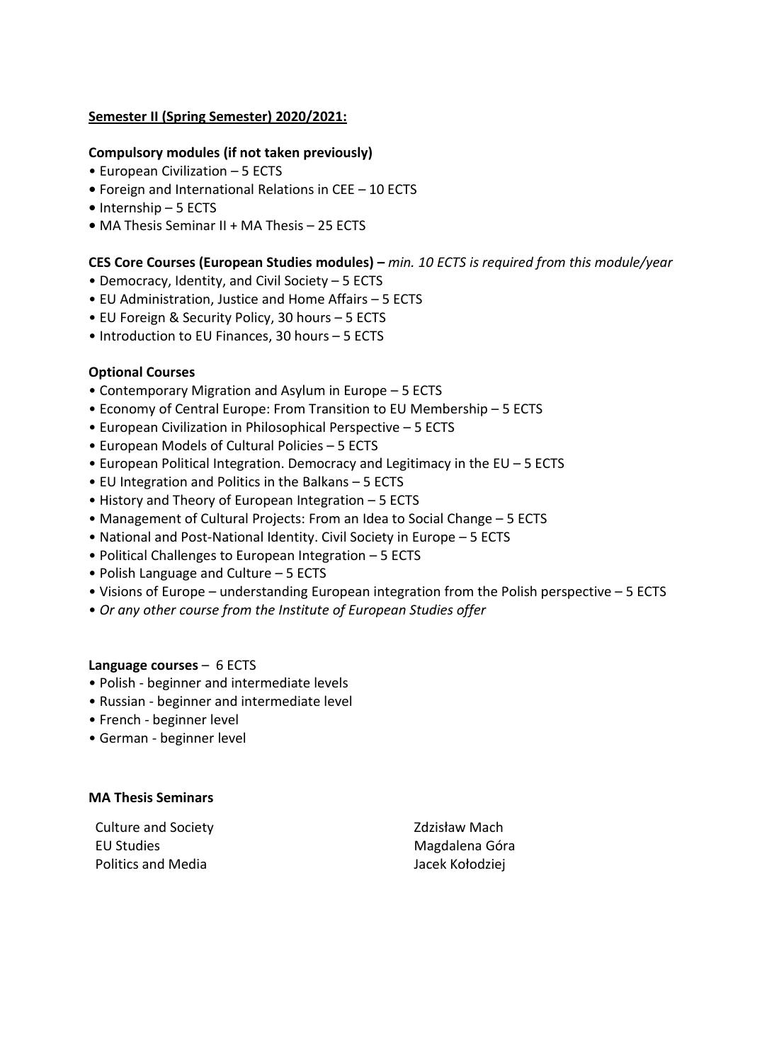**Semester II (Spring Semester) 2020/2021:**

**Compulsory modules (if not taken previously)**

- European Civilization – 5 ECTS
- Foreign and International Relations in CEE – 10 ECTS
- Internship – 5 ECTS
- MA Thesis Seminar II + MA Thesis – 25 ECTS

**CES Core Courses (European Studies modules) –** *min. 10 ECTS is required from this module/year*

- Democracy, Identity, and Civil Society – 5 ECTS
- EU Administration, Justice and Home Affairs – 5 ECTS
- EU Foreign & Security Policy, 30 hours – 5 ECTS
- Introduction to EU Finances, 30 hours – 5 ECTS

**Optional Courses**

- Contemporary Migration and Asylum in Europe – 5 ECTS
- Economy of Central Europe: From Transition to EU Membership – 5 ECTS
- European Civilization in Philosophical Perspective – 5 ECTS
- European Models of Cultural Policies – 5 ECTS
- European Political Integration. Democracy and Legitimacy in the EU – 5 ECTS
- EU Integration and Politics in the Balkans – 5 ECTS
- History and Theory of European Integration – 5 ECTS
- Management of Cultural Projects: From an Idea to Social Change – 5 ECTS
- National and Post-National Identity. Civil Society in Europe – 5 ECTS
- Political Challenges to European Integration – 5 ECTS
- Polish Language and Culture – 5 ECTS
- Visions of Europe – understanding European integration from the Polish perspective – 5 ECTS
- *Or any other course from the Institute of European Studies offer*

**Language courses** – 6 ECTS

- Polish - beginner and intermediate levels
- Russian - beginner and intermediate level
- French - beginner level
- German - beginner level

**MA Thesis Seminars**

| | |
|---|---|
| Culture and Society | Zdzisław Mach |
| EU Studies | Magdalena Góra |
| Politics and Media | Jacek Kołodziej |